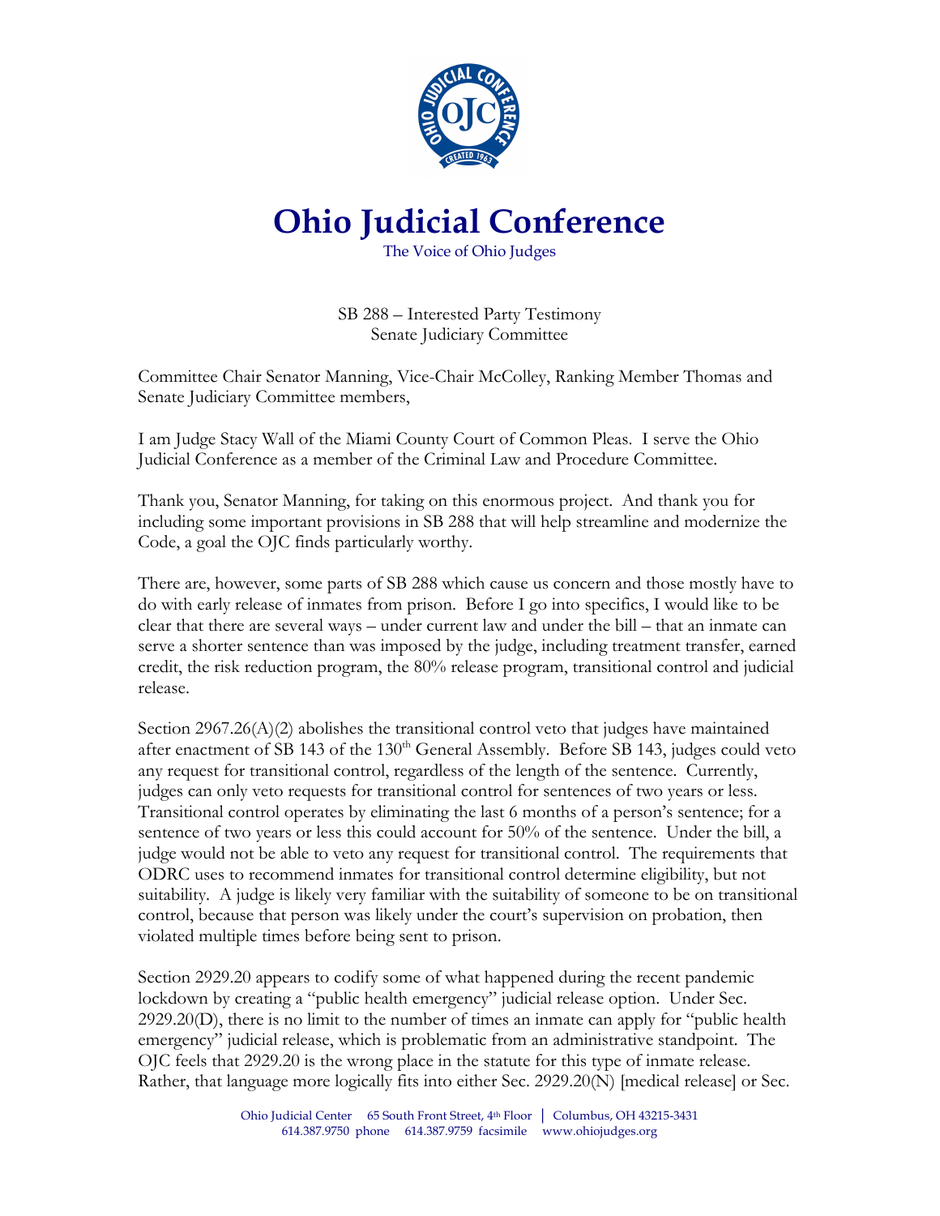# Ohio Judicial Conference

The Voice of Ohio Judges

SB 288 – Interested Party Testimony
Senate Judiciary Committee

Committee Chair Senator Manning, Vice-Chair McColley, Ranking Member Thomas and Senate Judiciary Committee members,

I am Judge Stacy Wall of the Miami County Court of Common Pleas. I serve the Ohio Judicial Conference as a member of the Criminal Law and Procedure Committee.

Thank you, Senator Manning, for taking on this enormous project. And thank you for including some important provisions in SB 288 that will help streamline and modernize the Code, a goal the OJC finds particularly worthy.

There are, however, some parts of SB 288 which cause us concern and those mostly have to do with early release of inmates from prison. Before I go into specifics, I would like to be clear that there are several ways – under current law and under the bill – that an inmate can serve a shorter sentence than was imposed by the judge, including treatment transfer, earned credit, the risk reduction program, the 80% release program, transitional control and judicial release.

Section 2967.26(A)(2) abolishes the transitional control veto that judges have maintained after enactment of SB 143 of the 130th General Assembly. Before SB 143, judges could veto any request for transitional control, regardless of the length of the sentence. Currently, judges can only veto requests for transitional control for sentences of two years or less. Transitional control operates by eliminating the last 6 months of a person's sentence; for a sentence of two years or less this could account for 50% of the sentence. Under the bill, a judge would not be able to veto any request for transitional control. The requirements that ODRC uses to recommend inmates for transitional control determine eligibility, but not suitability. A judge is likely very familiar with the suitability of someone to be on transitional control, because that person was likely under the court's supervision on probation, then violated multiple times before being sent to prison.

Section 2929.20 appears to codify some of what happened during the recent pandemic lockdown by creating a "public health emergency" judicial release option. Under Sec. 2929.20(D), there is no limit to the number of times an inmate can apply for "public health emergency" judicial release, which is problematic from an administrative standpoint. The OJC feels that 2929.20 is the wrong place in the statute for this type of inmate release. Rather, that language more logically fits into either Sec. 2929.20(N) [medical release] or Sec.

Ohio Judicial Center 65 South Front Street, 4th Floor | Columbus, OH 43215-3431
614.387.9750 phone 614.387.9759 facsimile www.ohiojudges.org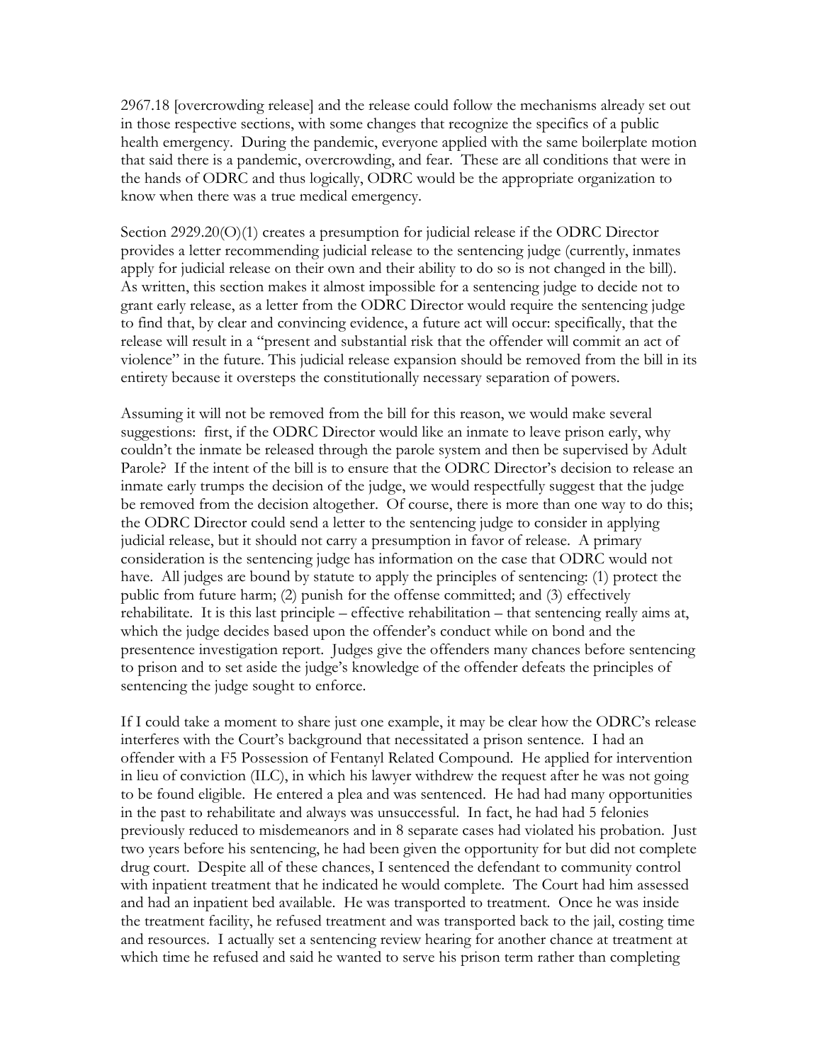2967.18 [overcrowding release] and the release could follow the mechanisms already set out in those respective sections, with some changes that recognize the specifics of a public health emergency. During the pandemic, everyone applied with the same boilerplate motion that said there is a pandemic, overcrowding, and fear. These are all conditions that were in the hands of ODRC and thus logically, ODRC would be the appropriate organization to know when there was a true medical emergency.

Section 2929.20(O)(1) creates a presumption for judicial release if the ODRC Director provides a letter recommending judicial release to the sentencing judge (currently, inmates apply for judicial release on their own and their ability to do so is not changed in the bill). As written, this section makes it almost impossible for a sentencing judge to decide not to grant early release, as a letter from the ODRC Director would require the sentencing judge to find that, by clear and convincing evidence, a future act will occur: specifically, that the release will result in a "present and substantial risk that the offender will commit an act of violence" in the future. This judicial release expansion should be removed from the bill in its entirety because it oversteps the constitutionally necessary separation of powers.

Assuming it will not be removed from the bill for this reason, we would make several suggestions: first, if the ODRC Director would like an inmate to leave prison early, why couldn't the inmate be released through the parole system and then be supervised by Adult Parole? If the intent of the bill is to ensure that the ODRC Director's decision to release an inmate early trumps the decision of the judge, we would respectfully suggest that the judge be removed from the decision altogether. Of course, there is more than one way to do this; the ODRC Director could send a letter to the sentencing judge to consider in applying judicial release, but it should not carry a presumption in favor of release. A primary consideration is the sentencing judge has information on the case that ODRC would not have. All judges are bound by statute to apply the principles of sentencing: (1) protect the public from future harm; (2) punish for the offense committed; and (3) effectively rehabilitate. It is this last principle – effective rehabilitation – that sentencing really aims at, which the judge decides based upon the offender's conduct while on bond and the presentence investigation report. Judges give the offenders many chances before sentencing to prison and to set aside the judge's knowledge of the offender defeats the principles of sentencing the judge sought to enforce.

If I could take a moment to share just one example, it may be clear how the ODRC's release interferes with the Court's background that necessitated a prison sentence. I had an offender with a F5 Possession of Fentanyl Related Compound. He applied for intervention in lieu of conviction (ILC), in which his lawyer withdrew the request after he was not going to be found eligible. He entered a plea and was sentenced. He had had many opportunities in the past to rehabilitate and always was unsuccessful. In fact, he had had 5 felonies previously reduced to misdemeanors and in 8 separate cases had violated his probation. Just two years before his sentencing, he had been given the opportunity for but did not complete drug court. Despite all of these chances, I sentenced the defendant to community control with inpatient treatment that he indicated he would complete. The Court had him assessed and had an inpatient bed available. He was transported to treatment. Once he was inside the treatment facility, he refused treatment and was transported back to the jail, costing time and resources. I actually set a sentencing review hearing for another chance at treatment at which time he refused and said he wanted to serve his prison term rather than completing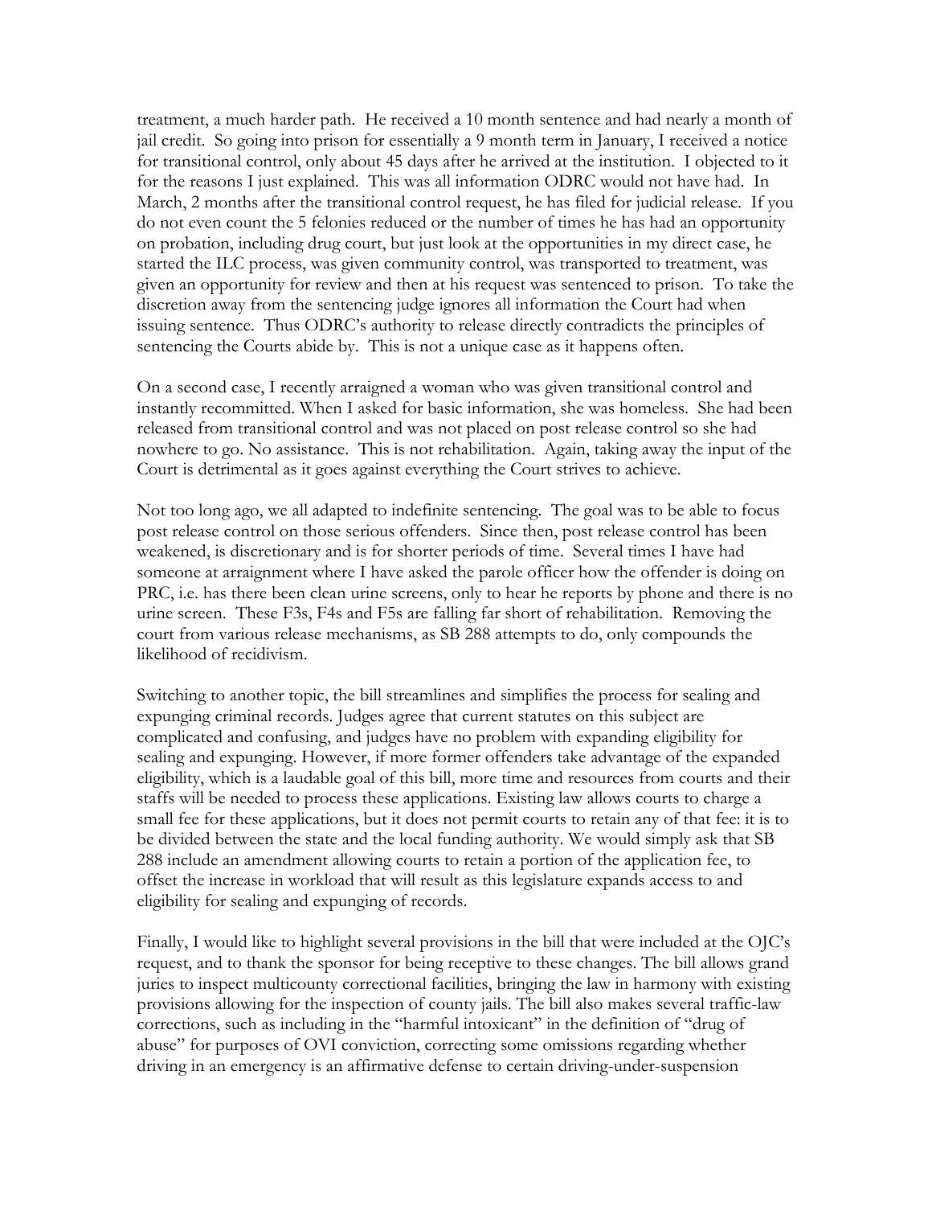treatment, a much harder path. He received a 10 month sentence and had nearly a month of jail credit. So going into prison for essentially a 9 month term in January, I received a notice for transitional control, only about 45 days after he arrived at the institution. I objected to it for the reasons I just explained. This was all information ODRC would not have had. In March, 2 months after the transitional control request, he has filed for judicial release. If you do not even count the 5 felonies reduced or the number of times he has had an opportunity on probation, including drug court, but just look at the opportunities in my direct case, he started the ILC process, was given community control, was transported to treatment, was given an opportunity for review and then at his request was sentenced to prison. To take the discretion away from the sentencing judge ignores all information the Court had when issuing sentence. Thus ODRC's authority to release directly contradicts the principles of sentencing the Courts abide by. This is not a unique case as it happens often.

On a second case, I recently arraigned a woman who was given transitional control and instantly recommitted. When I asked for basic information, she was homeless. She had been released from transitional control and was not placed on post release control so she had nowhere to go. No assistance. This is not rehabilitation. Again, taking away the input of the Court is detrimental as it goes against everything the Court strives to achieve.

Not too long ago, we all adapted to indefinite sentencing. The goal was to be able to focus post release control on those serious offenders. Since then, post release control has been weakened, is discretionary and is for shorter periods of time. Several times I have had someone at arraignment where I have asked the parole officer how the offender is doing on PRC, i.e. has there been clean urine screens, only to hear he reports by phone and there is no urine screen. These F3s, F4s and F5s are falling far short of rehabilitation. Removing the court from various release mechanisms, as SB 288 attempts to do, only compounds the likelihood of recidivism.

Switching to another topic, the bill streamlines and simplifies the process for sealing and expunging criminal records. Judges agree that current statutes on this subject are complicated and confusing, and judges have no problem with expanding eligibility for sealing and expunging. However, if more former offenders take advantage of the expanded eligibility, which is a laudable goal of this bill, more time and resources from courts and their staffs will be needed to process these applications. Existing law allows courts to charge a small fee for these applications, but it does not permit courts to retain any of that fee: it is to be divided between the state and the local funding authority. We would simply ask that SB 288 include an amendment allowing courts to retain a portion of the application fee, to offset the increase in workload that will result as this legislature expands access to and eligibility for sealing and expunging of records.

Finally, I would like to highlight several provisions in the bill that were included at the OJC's request, and to thank the sponsor for being receptive to these changes. The bill allows grand juries to inspect multicounty correctional facilities, bringing the law in harmony with existing provisions allowing for the inspection of county jails. The bill also makes several traffic-law corrections, such as including in the "harmful intoxicant" in the definition of "drug of abuse" for purposes of OVI conviction, correcting some omissions regarding whether driving in an emergency is an affirmative defense to certain driving-under-suspension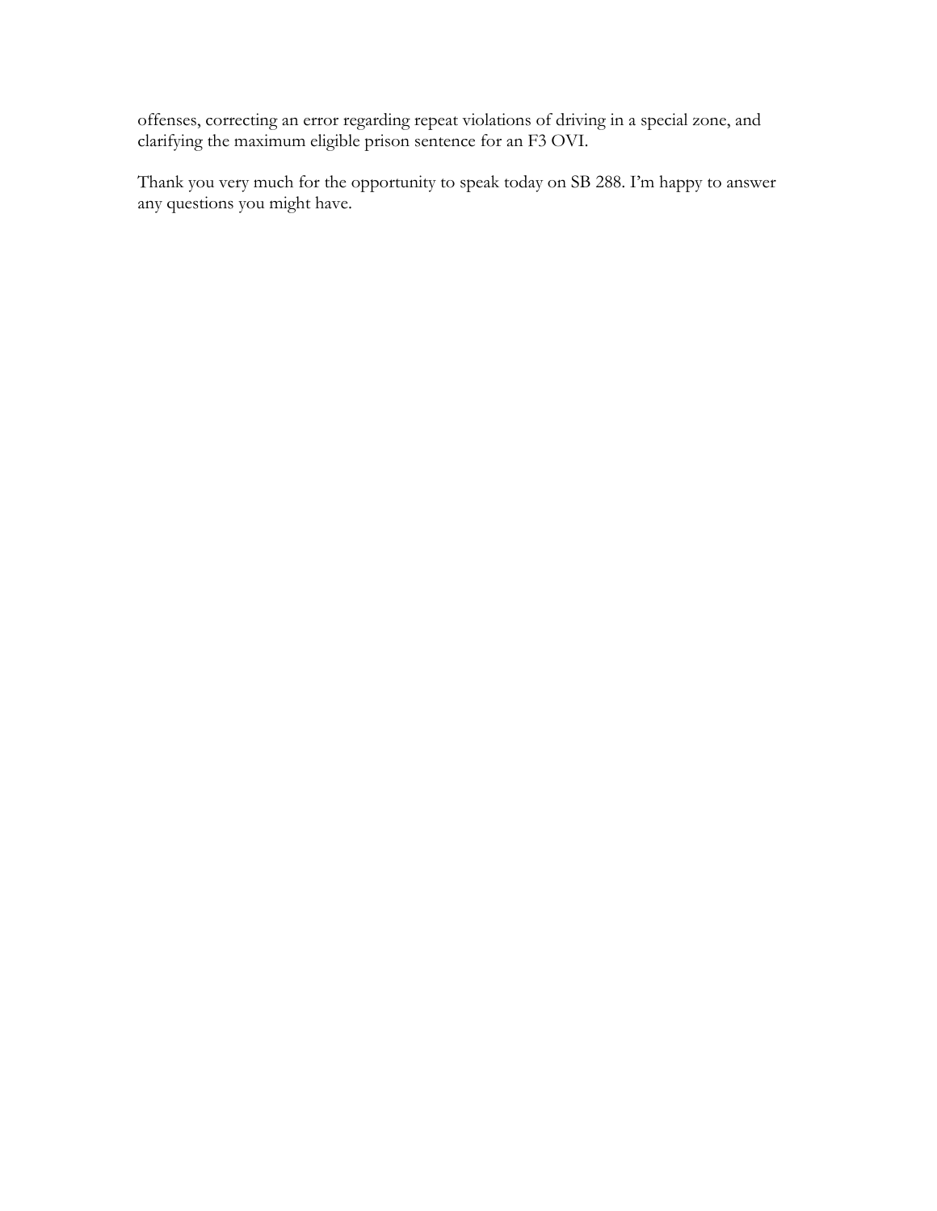offenses, correcting an error regarding repeat violations of driving in a special zone, and clarifying the maximum eligible prison sentence for an F3 OVI.

Thank you very much for the opportunity to speak today on SB 288. I'm happy to answer any questions you might have.